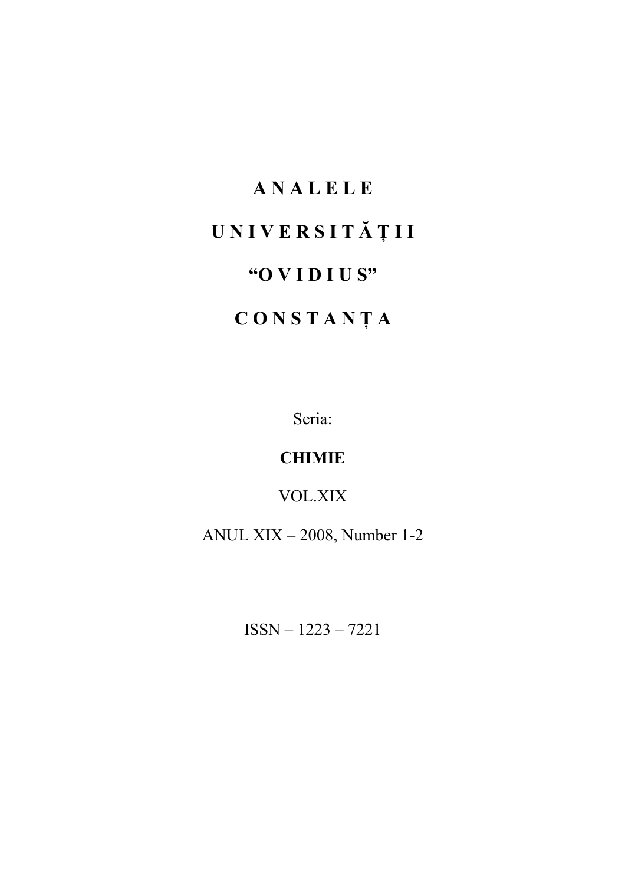# A N A L E L E

# U N I V E R S I T Ă Ț I I

# "O V I D I U S"

# C O N S T A N Ț A

Seria:

**CHIMIE**

VOL.XIX

ANUL XIX – 2008, Number 1-2

ISSN – 1223 – 7221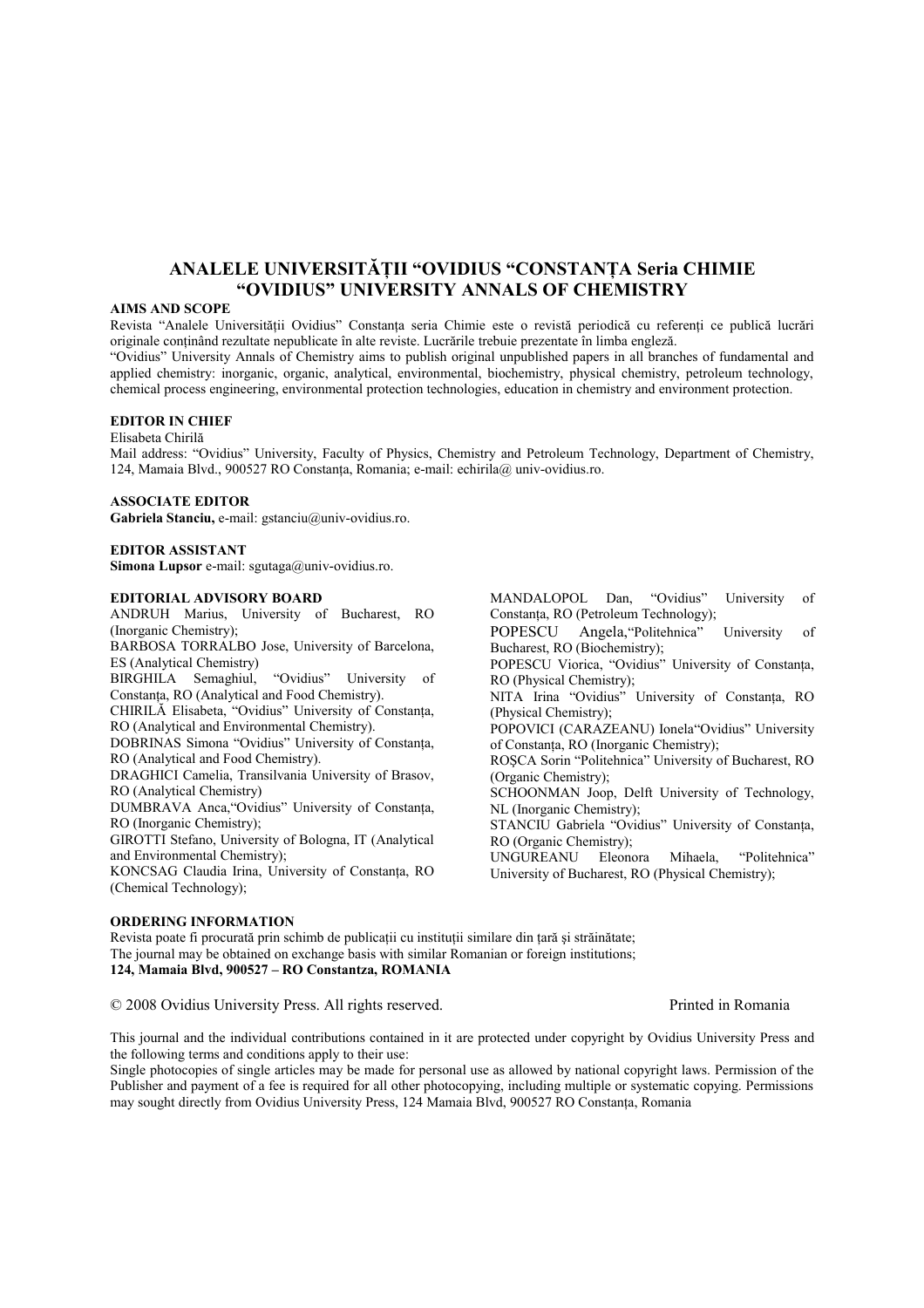# ANALELE UNIVERSITĂŢII "OVIDIUS "CONSTANŢA Seria CHIMIE
# "OVIDIUS" UNIVERSITY ANNALS OF CHEMISTRY

**AIMS AND SCOPE**

Revista "Analele Universităţii Ovidius" Constanţa seria Chimie este o revistă periodică cu referenţi ce publică lucrări originale conţinând rezultate nepublicate în alte reviste. Lucrările trebuie prezentate în limba engleză.

"Ovidius" University Annals of Chemistry aims to publish original unpublished papers in all branches of fundamental and applied chemistry: inorganic, organic, analytical, environmental, biochemistry, physical chemistry, petroleum technology, chemical process engineering, environmental protection technologies, education in chemistry and environment protection.

**EDITOR IN CHIEF**

Elisabeta Chirilă

Mail address: "Ovidius" University, Faculty of Physics, Chemistry and Petroleum Technology, Department of Chemistry, 124, Mamaia Blvd., 900527 RO Constanţa, Romania; e-mail: echirila@ univ-ovidius.ro.

**ASSOCIATE EDITOR**

**Gabriela Stanciu,** e-mail: gstanciu@univ-ovidius.ro.

**EDITOR ASSISTANT**

**Simona Lupsor** e-mail: sgutaga@univ-ovidius.ro.

**EDITORIAL ADVISORY BOARD**

ANDRUH Marius, University of Bucharest, RO (Inorganic Chemistry);
BARBOSA TORRALBO Jose, University of Barcelona, ES (Analytical Chemistry)
BIRGHILA Semaghiul, "Ovidius" University of Constanţa, RO (Analytical and Food Chemistry).
CHIRILĂ Elisabeta, "Ovidius" University of Constanţa, RO (Analytical and Environmental Chemistry).
DOBRINAS Simona "Ovidius" University of Constanţa, RO (Analytical and Food Chemistry).
DRAGHICI Camelia, Transilvania University of Brasov, RO (Analytical Chemistry)
DUMBRAVA Anca,"Ovidius" University of Constanţa, RO (Inorganic Chemistry);
GIROTTI Stefano, University of Bologna, IT (Analytical and Environmental Chemistry);
KONCSAG Claudia Irina, University of Constanţa, RO (Chemical Technology);
MANDALOPOL Dan, "Ovidius" University of Constanţa, RO (Petroleum Technology);
POPESCU Angela,"Politehnica" University of Bucharest, RO (Biochemistry);
POPESCU Viorica, "Ovidius" University of Constanţa, RO (Physical Chemistry);
NITA Irina "Ovidius" University of Constanţa, RO (Physical Chemistry);
POPOVICI (CARAZEANU) Ionela"Ovidius" University of Constanţa, RO (Inorganic Chemistry);
ROŞCA Sorin "Politehnica" University of Bucharest, RO (Organic Chemistry);
SCHOONMAN Joop, Delft University of Technology, NL (Inorganic Chemistry);
STANCIU Gabriela "Ovidius" University of Constanţa, RO (Organic Chemistry);
UNGUREANU Eleonora Mihaela, "Politehnica" University of Bucharest, RO (Physical Chemistry);

**ORDERING INFORMATION**

Revista poate fi procurată prin schimb de publicaţii cu instituţii similare din ţară şi străinătate;
The journal may be obtained on exchange basis with similar Romanian or foreign institutions;
**124, Mamaia Blvd, 900527 – RO Constantza, ROMANIA**

© 2008 Ovidius University Press. All rights reserved. Printed in Romania

This journal and the individual contributions contained in it are protected under copyright by Ovidius University Press and the following terms and conditions apply to their use:

Single photocopies of single articles may be made for personal use as allowed by national copyright laws. Permission of the Publisher and payment of a fee is required for all other photocopying, including multiple or systematic copying. Permissions may sought directly from Ovidius University Press, 124 Mamaia Blvd, 900527 RO Constanţa, Romania